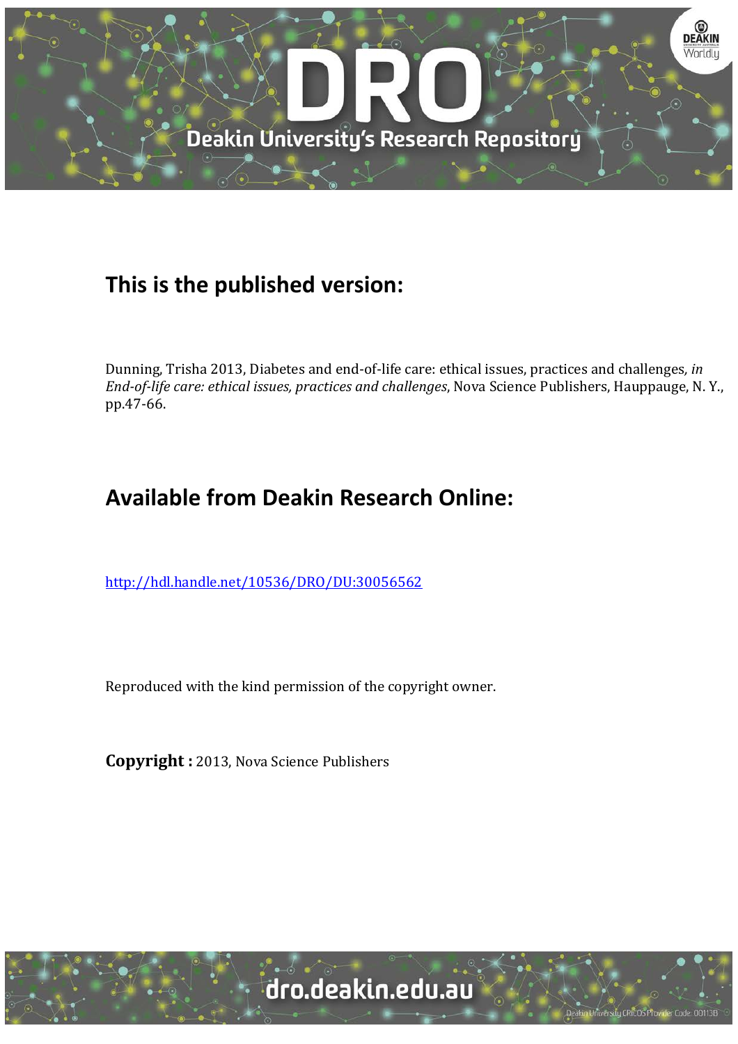## This is the published version:

Dunning, Trisha 2013, Diabetes and end-of-life care: ethical issues, practices and challenges, *in End-of-life care: ethical issues, practices and challenges*, Nova Science Publishers, Hauppauge, N. Y., pp.47-66.

## Available from Deakin Research Online:

http://hdl.handle.net/10536/DRO/DU:30056562

Reproduced with the kind permission of the copyright owner.

**Copyright :** 2013, Nova Science Publishers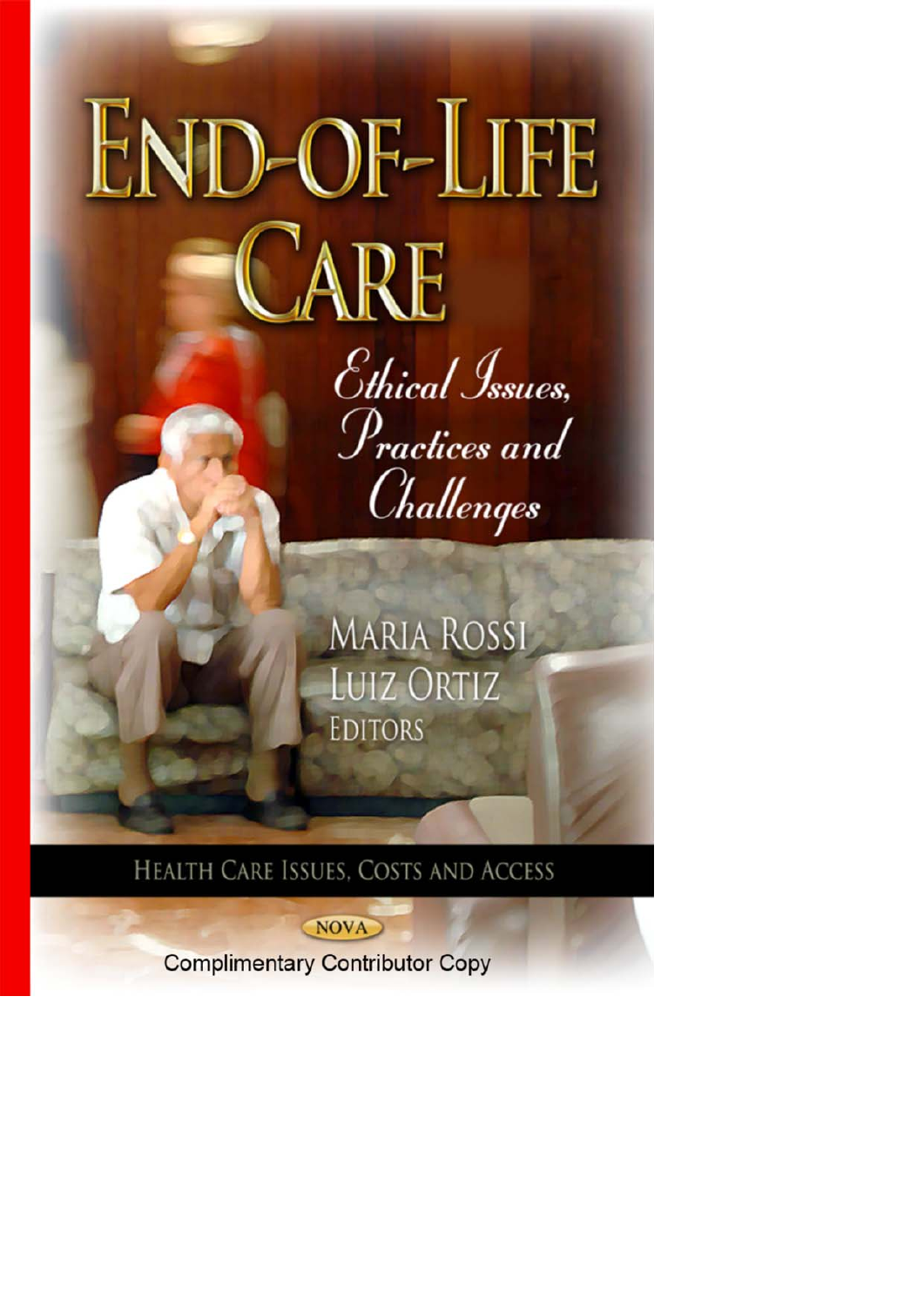# END-OF-LIFE CARE

## Ethical Issues, Practices and Challenges

MARIA ROSSI
LUIZ ORTIZ
EDITORS

HEALTH CARE ISSUES, COSTS AND ACCESS

NOVA

Complimentary Contributor Copy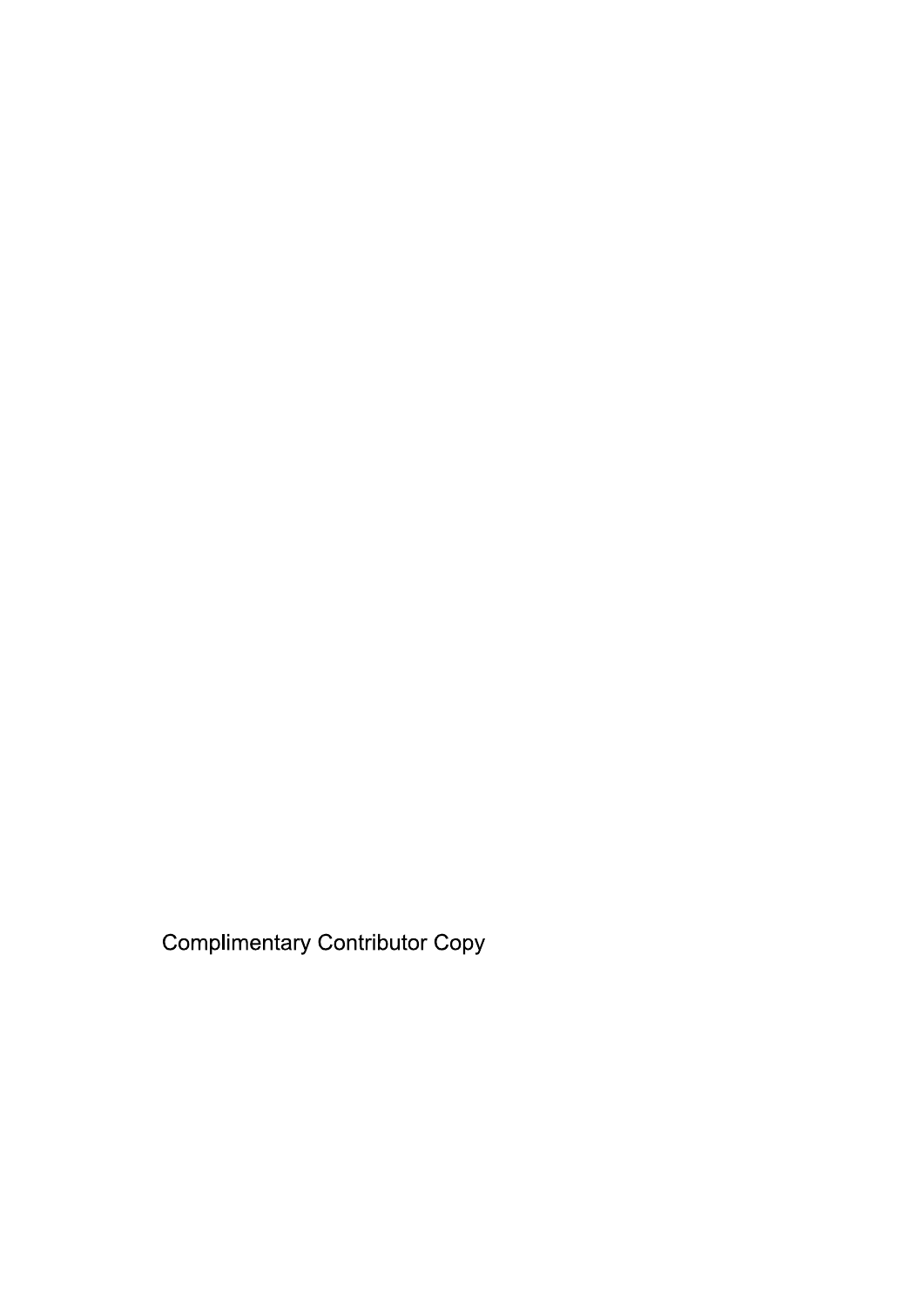Complimentary Contributor Copy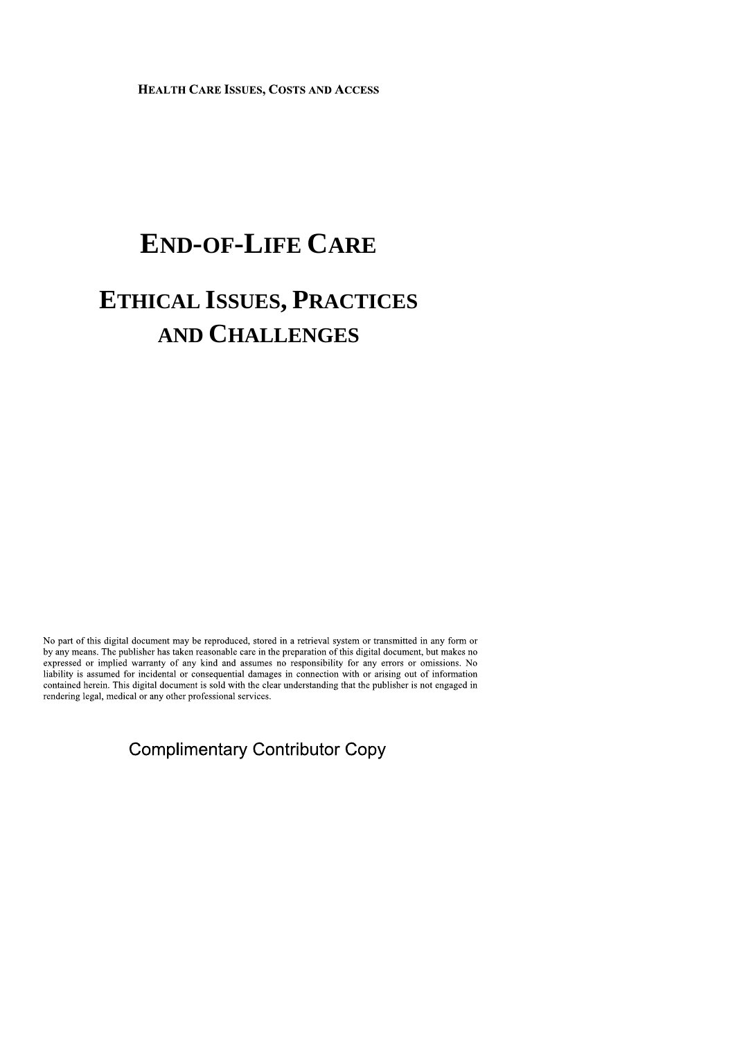HEALTH CARE ISSUES, COSTS AND ACCESS

# END-OF-LIFE CARE

# ETHICAL ISSUES, PRACTICES AND CHALLENGES

No part of this digital document may be reproduced, stored in a retrieval system or transmitted in any form or by any means. The publisher has taken reasonable care in the preparation of this digital document, but makes no expressed or implied warranty of any kind and assumes no responsibility for any errors or omissions. No liability is assumed for incidental or consequential damages in connection with or arising out of information contained herein. This digital document is sold with the clear understanding that the publisher is not engaged in rendering legal, medical or any other professional services.

Complimentary Contributor Copy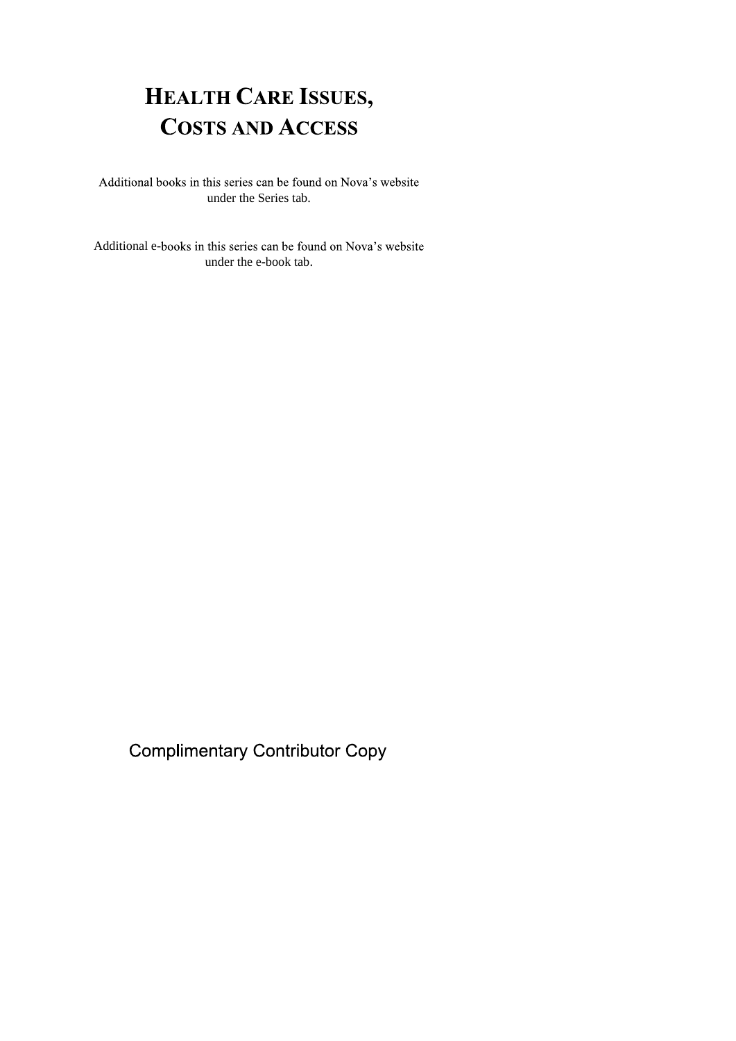# Health Care Issues, Costs and Access

Additional books in this series can be found on Nova's website under the Series tab.

Additional e-books in this series can be found on Nova's website under the e-book tab.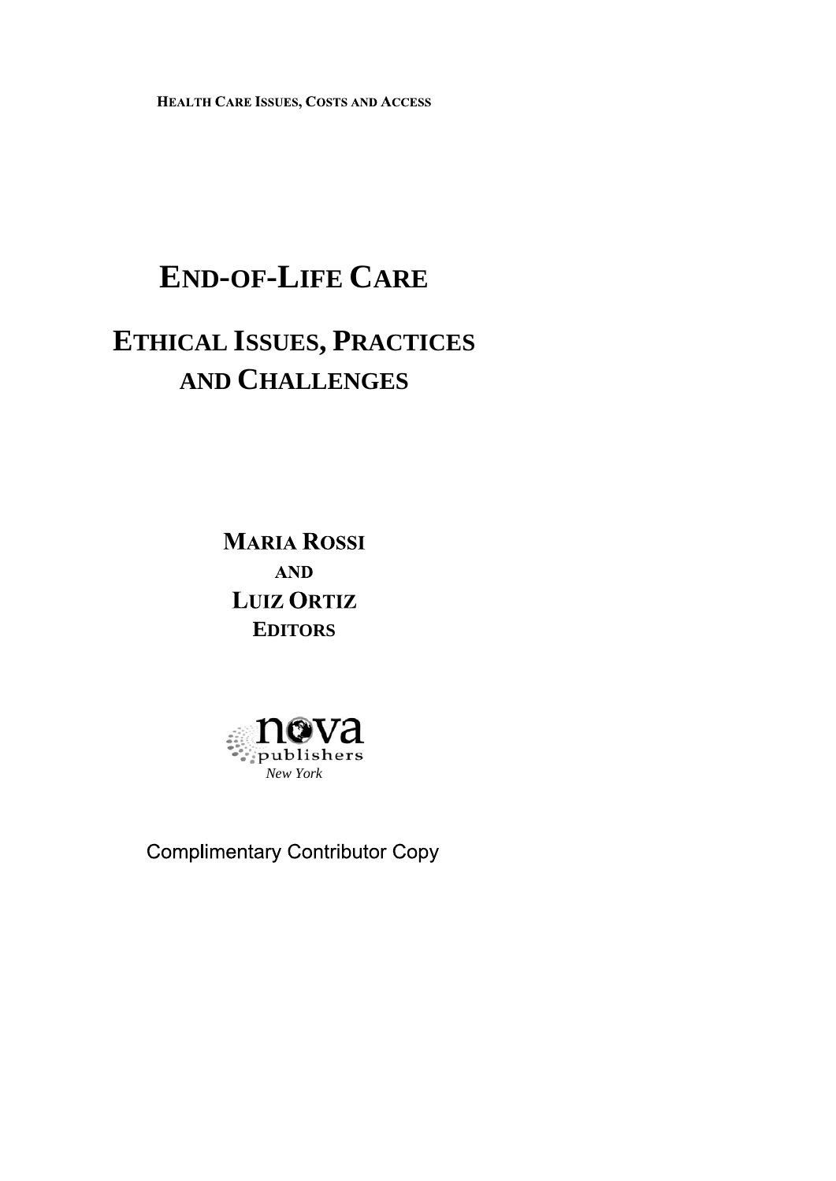**HEALTH CARE ISSUES, COSTS AND ACCESS**

# END-OF-LIFE CARE

## ETHICAL ISSUES, PRACTICES AND CHALLENGES

**MARIA ROSSI**
**AND**
**LUIZ ORTIZ**
**EDITORS**

nova publishers
*New York*

Complimentary Contributor Copy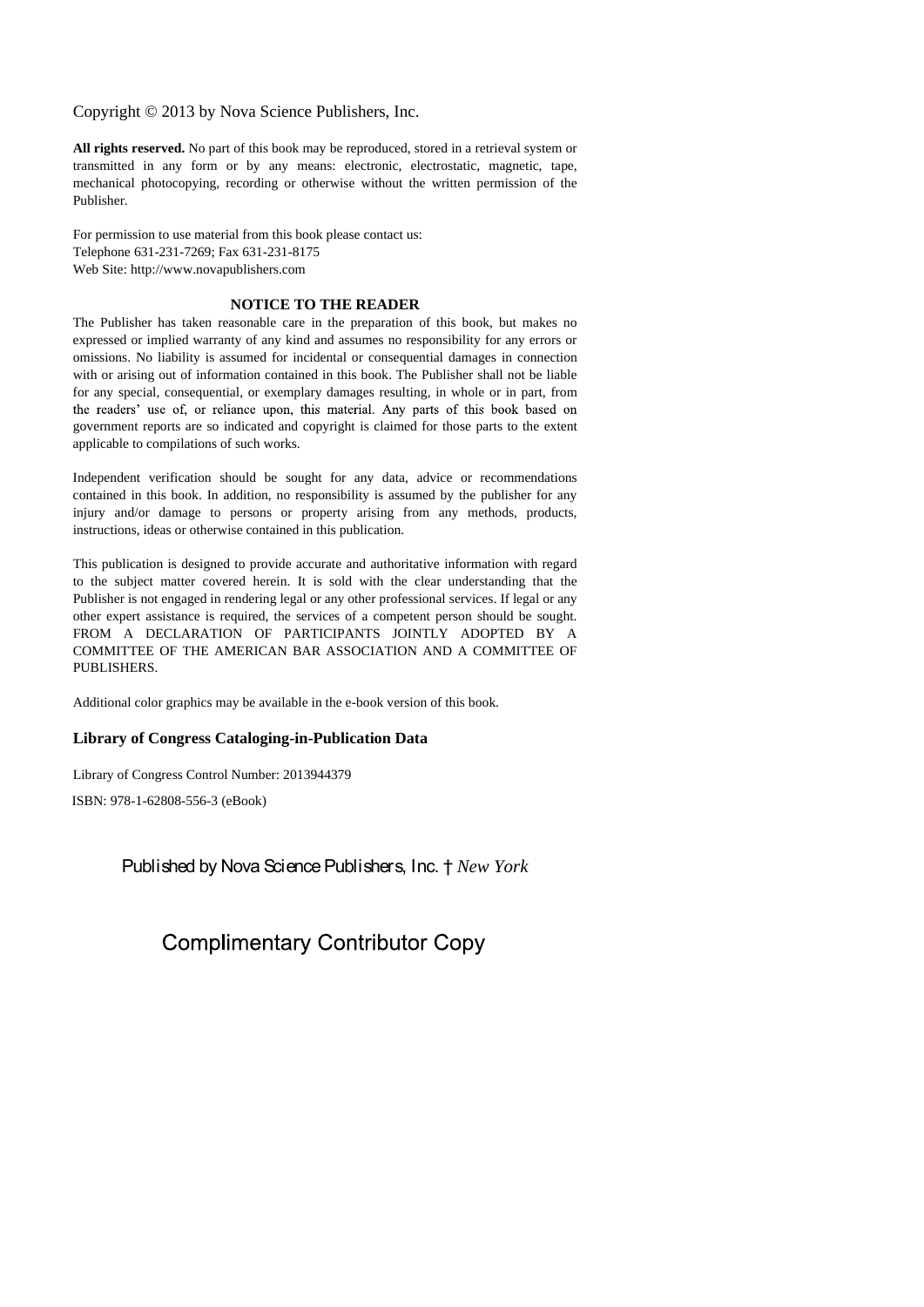Copyright © 2013 by Nova Science Publishers, Inc.

**All rights reserved.** No part of this book may be reproduced, stored in a retrieval system or transmitted in any form or by any means: electronic, electrostatic, magnetic, tape, mechanical photocopying, recording or otherwise without the written permission of the Publisher.

For permission to use material from this book please contact us:
Telephone 631-231-7269; Fax 631-231-8175
Web Site: http://www.novapublishers.com

**NOTICE TO THE READER**

The Publisher has taken reasonable care in the preparation of this book, but makes no expressed or implied warranty of any kind and assumes no responsibility for any errors or omissions. No liability is assumed for incidental or consequential damages in connection with or arising out of information contained in this book. The Publisher shall not be liable for any special, consequential, or exemplary damages resulting, in whole or in part, from the readers' use of, or reliance upon, this material. Any parts of this book based on government reports are so indicated and copyright is claimed for those parts to the extent applicable to compilations of such works.

Independent verification should be sought for any data, advice or recommendations contained in this book. In addition, no responsibility is assumed by the publisher for any injury and/or damage to persons or property arising from any methods, products, instructions, ideas or otherwise contained in this publication.

This publication is designed to provide accurate and authoritative information with regard to the subject matter covered herein. It is sold with the clear understanding that the Publisher is not engaged in rendering legal or any other professional services. If legal or any other expert assistance is required, the services of a competent person should be sought. FROM A DECLARATION OF PARTICIPANTS JOINTLY ADOPTED BY A COMMITTEE OF THE AMERICAN BAR ASSOCIATION AND A COMMITTEE OF PUBLISHERS.

Additional color graphics may be available in the e-book version of this book.

**Library of Congress Cataloging-in-Publication Data**

Library of Congress Control Number: 2013944379

ISBN: 978-1-62808-556-3 (eBook)

Published by Nova Science Publishers, Inc. † *New York*

Complimentary Contributor Copy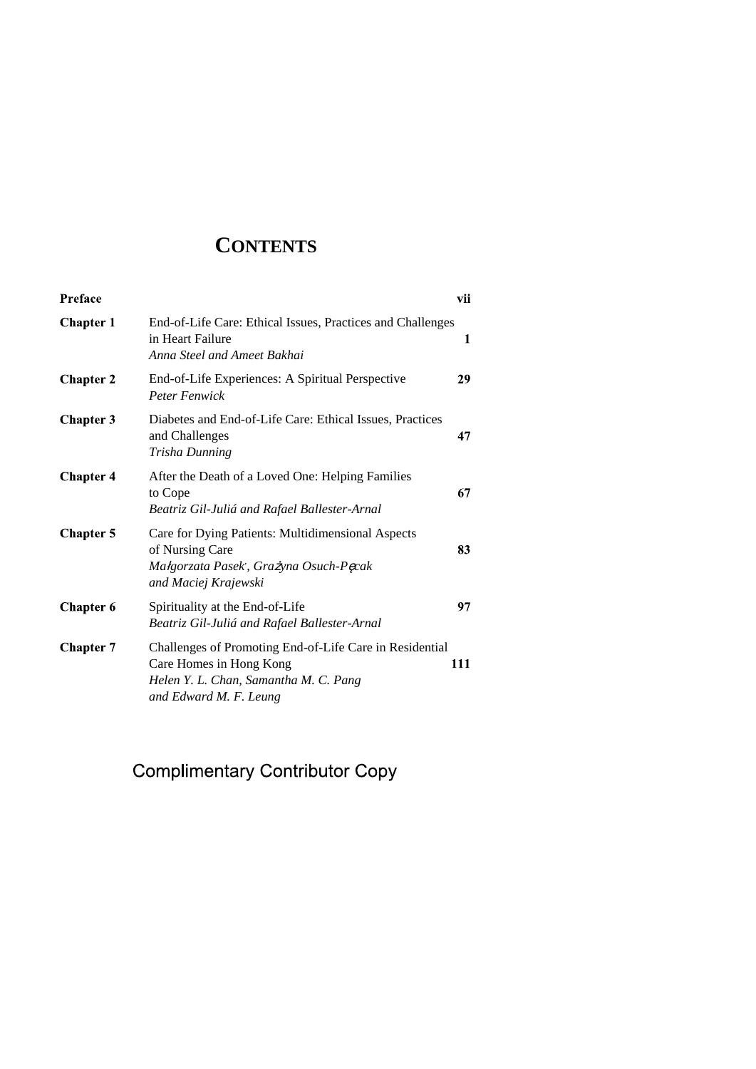# CONTENTS

| | | |
|---|---|---|
| **Preface** | | **vii** |
| **Chapter 1** | End-of-Life Care: Ethical Issues, Practices and Challenges in Heart Failure<br>*Anna Steel and Ameet Bakhai* | **1** |
| **Chapter 2** | End-of-Life Experiences: A Spiritual Perspective<br>*Peter Fenwick* | **29** |
| **Chapter 3** | Diabetes and End-of-Life Care: Ethical Issues, Practices and Challenges<br>*Trisha Dunning* | **47** |
| **Chapter 4** | After the Death of a Loved One: Helping Families to Cope<br>*Beatriz Gil-Juliá and Rafael Ballester-Arnal* | **67** |
| **Chapter 5** | Care for Dying Patients: Multidimensional Aspects of Nursing Care<br>*Małgorzata Pasek, Grażyna Osuch-Pęcak and Maciej Krajewski* | **83** |
| **Chapter 6** | Spirituality at the End-of-Life<br>*Beatriz Gil-Juliá and Rafael Ballester-Arnal* | **97** |
| **Chapter 7** | Challenges of Promoting End-of-Life Care in Residential Care Homes in Hong Kong<br>*Helen Y. L. Chan, Samantha M. C. Pang and Edward M. F. Leung* | **111** |

Complimentary Contributor Copy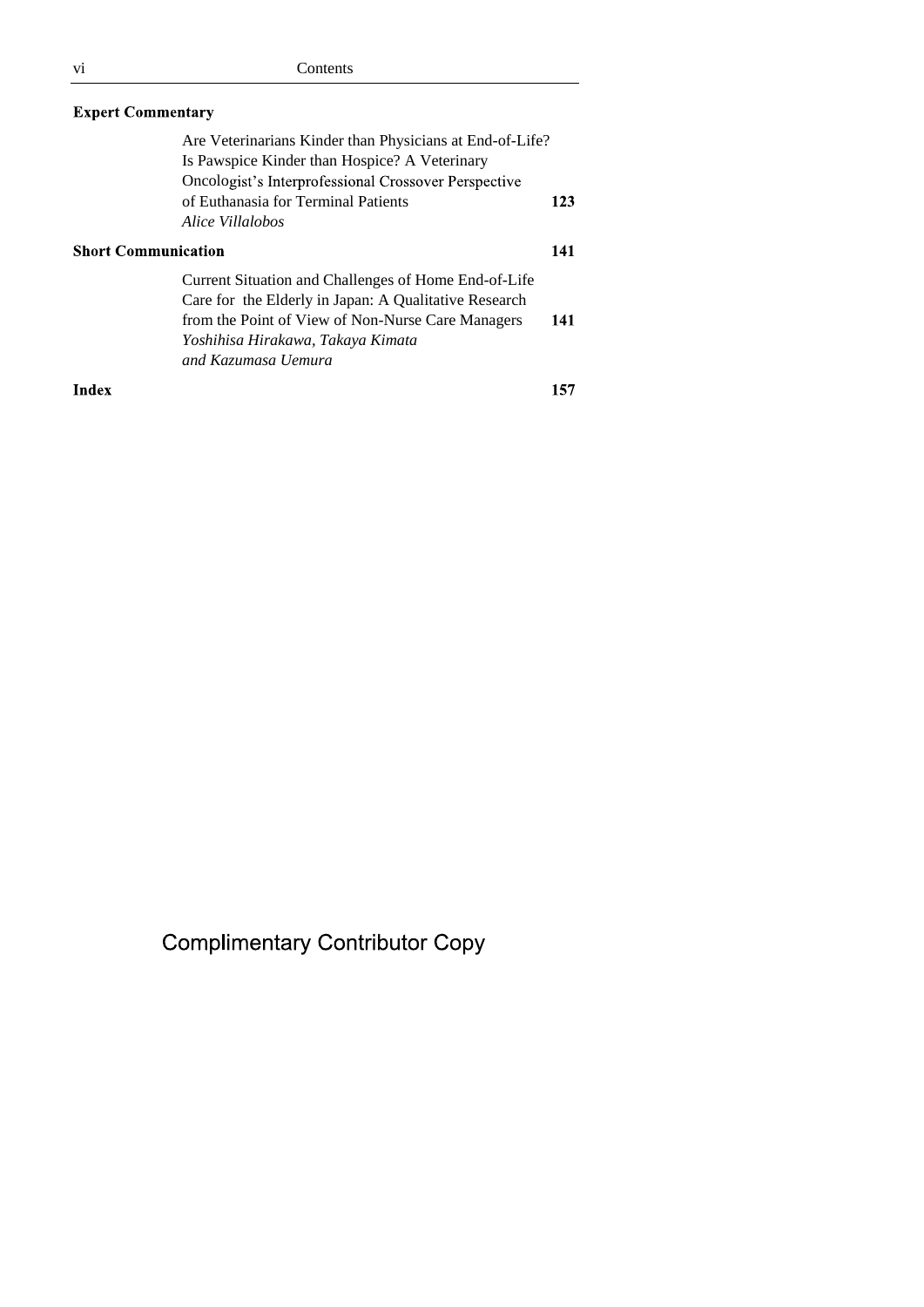**Expert Commentary**

Are Veterinarians Kinder than Physicians at End-of-Life? Is Pawspice Kinder than Hospice? A Veterinary Oncologist's Interprofessional Crossover Perspective of Euthanasia for Terminal Patients **123**
*Alice Villalobos*

**Short Communication** **141**

Current Situation and Challenges of Home End-of-Life Care for the Elderly in Japan: A Qualitative Research from the Point of View of Non-Nurse Care Managers **141**
*Yoshihisa Hirakawa, Takaya Kimata and Kazumasa Uemura*

**Index** **157**

Complimentary Contributor Copy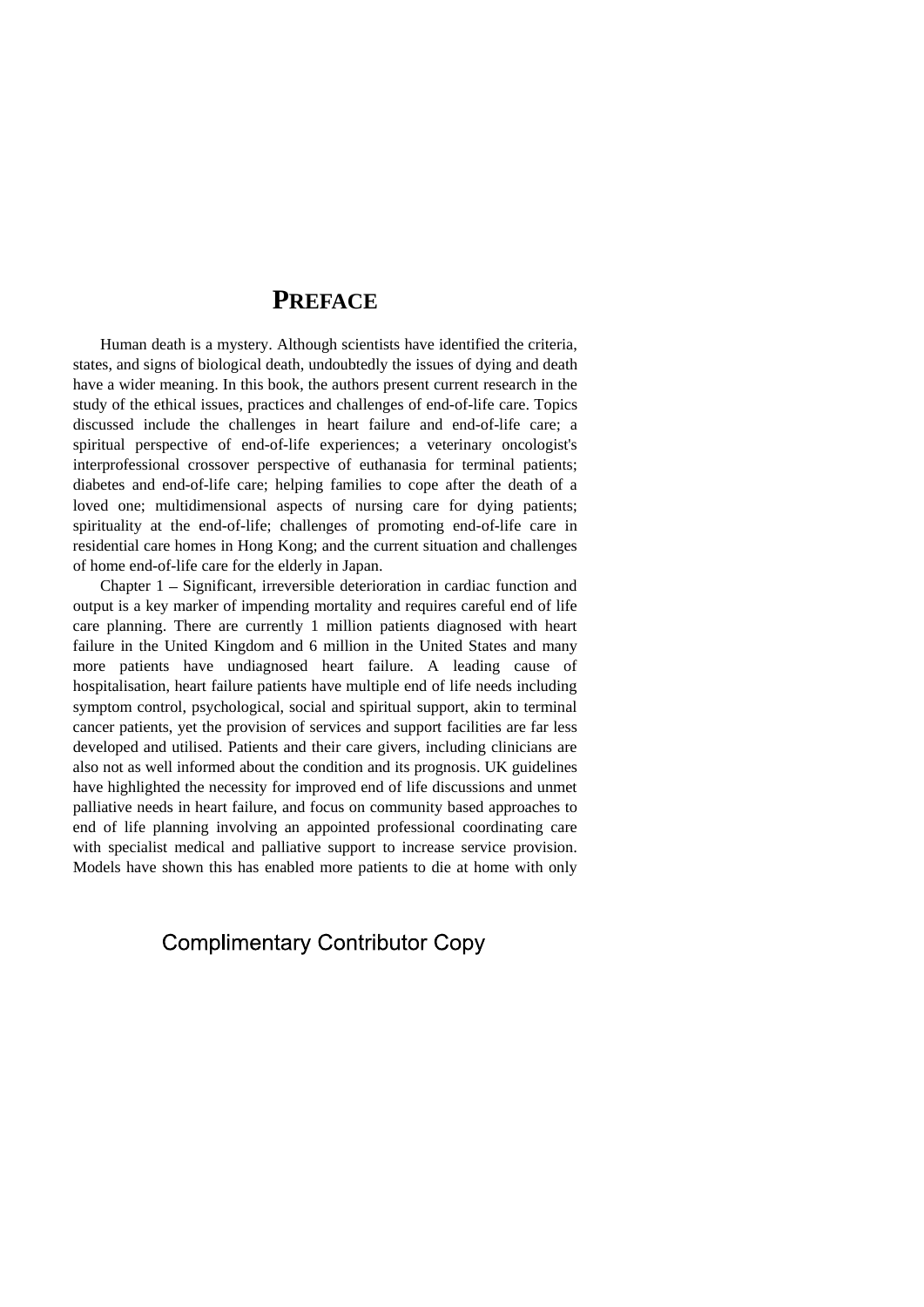# PREFACE

Human death is a mystery. Although scientists have identified the criteria, states, and signs of biological death, undoubtedly the issues of dying and death have a wider meaning. In this book, the authors present current research in the study of the ethical issues, practices and challenges of end-of-life care. Topics discussed include the challenges in heart failure and end-of-life care; a spiritual perspective of end-of-life experiences; a veterinary oncologist's interprofessional crossover perspective of euthanasia for terminal patients; diabetes and end-of-life care; helping families to cope after the death of a loved one; multidimensional aspects of nursing care for dying patients; spirituality at the end-of-life; challenges of promoting end-of-life care in residential care homes in Hong Kong; and the current situation and challenges of home end-of-life care for the elderly in Japan.

Chapter 1 – Significant, irreversible deterioration in cardiac function and output is a key marker of impending mortality and requires careful end of life care planning. There are currently 1 million patients diagnosed with heart failure in the United Kingdom and 6 million in the United States and many more patients have undiagnosed heart failure. A leading cause of hospitalisation, heart failure patients have multiple end of life needs including symptom control, psychological, social and spiritual support, akin to terminal cancer patients, yet the provision of services and support facilities are far less developed and utilised. Patients and their care givers, including clinicians are also not as well informed about the condition and its prognosis. UK guidelines have highlighted the necessity for improved end of life discussions and unmet palliative needs in heart failure, and focus on community based approaches to end of life planning involving an appointed professional coordinating care with specialist medical and palliative support to increase service provision. Models have shown this has enabled more patients to die at home with only

Complimentary Contributor Copy